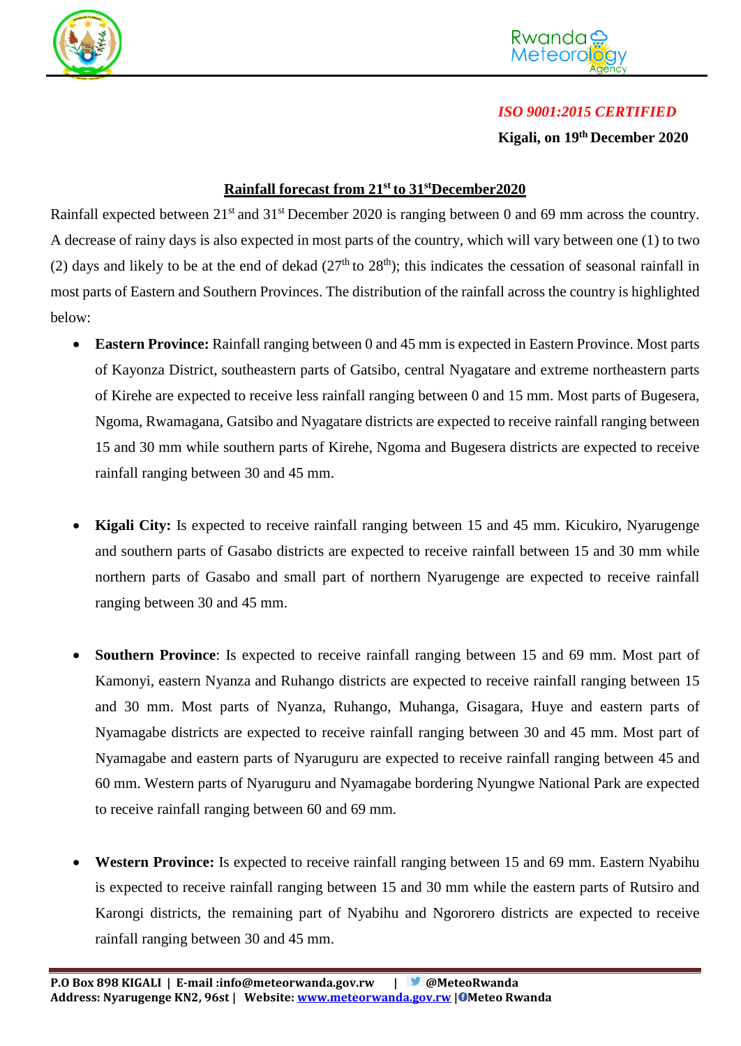*ISO 9001:2015 CERTIFIED*

**Kigali, on 19th December 2020**

## Rainfall forecast from 21st to 31st December2020

Rainfall expected between 21st and 31st December 2020 is ranging between 0 and 69 mm across the country. A decrease of rainy days is also expected in most parts of the country, which will vary between one (1) to two (2) days and likely to be at the end of dekad (27th to 28th); this indicates the cessation of seasonal rainfall in most parts of Eastern and Southern Provinces. The distribution of the rainfall across the country is highlighted below:

- **Eastern Province:** Rainfall ranging between 0 and 45 mm is expected in Eastern Province. Most parts of Kayonza District, southeastern parts of Gatsibo, central Nyagatare and extreme northeastern parts of Kirehe are expected to receive less rainfall ranging between 0 and 15 mm. Most parts of Bugesera, Ngoma, Rwamagana, Gatsibo and Nyagatare districts are expected to receive rainfall ranging between 15 and 30 mm while southern parts of Kirehe, Ngoma and Bugesera districts are expected to receive rainfall ranging between 30 and 45 mm.

- **Kigali City:** Is expected to receive rainfall ranging between 15 and 45 mm. Kicukiro, Nyarugenge and southern parts of Gasabo districts are expected to receive rainfall between 15 and 30 mm while northern parts of Gasabo and small part of northern Nyarugenge are expected to receive rainfall ranging between 30 and 45 mm.

- **Southern Province**: Is expected to receive rainfall ranging between 15 and 69 mm. Most part of Kamonyi, eastern Nyanza and Ruhango districts are expected to receive rainfall ranging between 15 and 30 mm. Most parts of Nyanza, Ruhango, Muhanga, Gisagara, Huye and eastern parts of Nyamagabe districts are expected to receive rainfall ranging between 30 and 45 mm. Most part of Nyamagabe and eastern parts of Nyaruguru are expected to receive rainfall ranging between 45 and 60 mm. Western parts of Nyaruguru and Nyamagabe bordering Nyungwe National Park are expected to receive rainfall ranging between 60 and 69 mm.

- **Western Province:** Is expected to receive rainfall ranging between 15 and 69 mm. Eastern Nyabihu is expected to receive rainfall ranging between 15 and 30 mm while the eastern parts of Rutsiro and Karongi districts, the remaining part of Nyabihu and Ngororero districts are expected to receive rainfall ranging between 30 and 45 mm.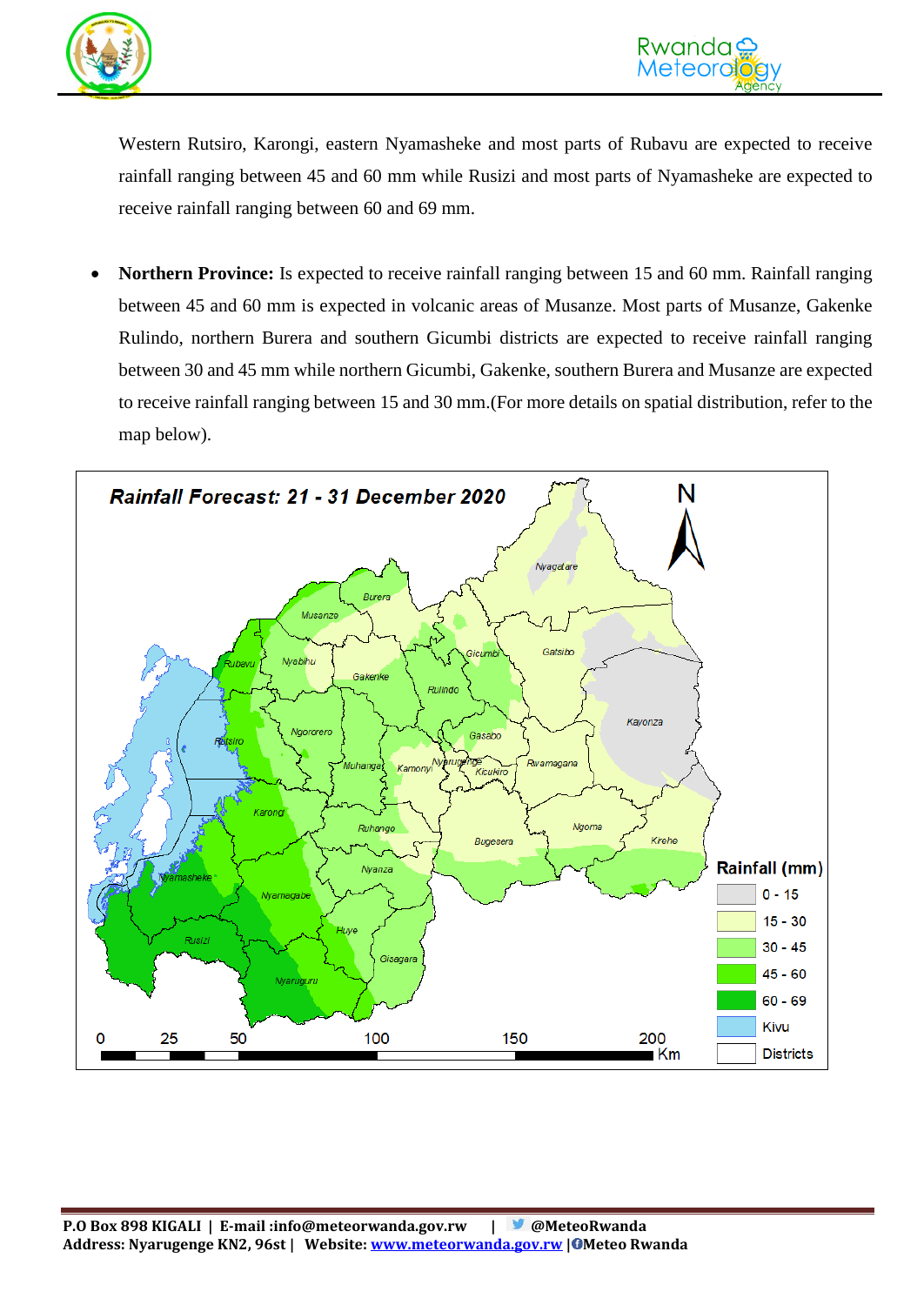Western Rutsiro, Karongi, eastern Nyamasheke and most parts of Rubavu are expected to receive rainfall ranging between 45 and 60 mm while Rusizi and most parts of Nyamasheke are expected to receive rainfall ranging between 60 and 69 mm.

- **Northern Province:** Is expected to receive rainfall ranging between 15 and 60 mm. Rainfall ranging between 45 and 60 mm is expected in volcanic areas of Musanze. Most parts of Musanze, Gakenke Rulindo, northern Burera and southern Gicumbi districts are expected to receive rainfall ranging between 30 and 45 mm while northern Gicumbi, Gakenke, southern Burera and Musanze are expected to receive rainfall ranging between 15 and 30 mm.(For more details on spatial distribution, refer to the map below).

***Rainfall Forecast: 21 - 31 December 2020***

N

Nyagatare
Burera
Musanze
Gicumbi
Gatsibo
Rubavu
Nyabihu
Gakenke
Rulindo
Kayonza
Rutsiro
Ngororero
Gasabo
Muhanga
Kamonyi
Nyarugenge
Kicukiro
Rwamagana
Karongi
Ruhango
Ngoma
Bugesera
Kirehe
Nyamasheke
Nyanza
Nyamagabe
Rusizi
Huye
Gisagara
Nyaruguru

**Rainfall (mm)**
0 - 15
15 - 30
30 - 45
45 - 60
60 - 69
Kivu
Districts

0 25 50 100 150 200 Km